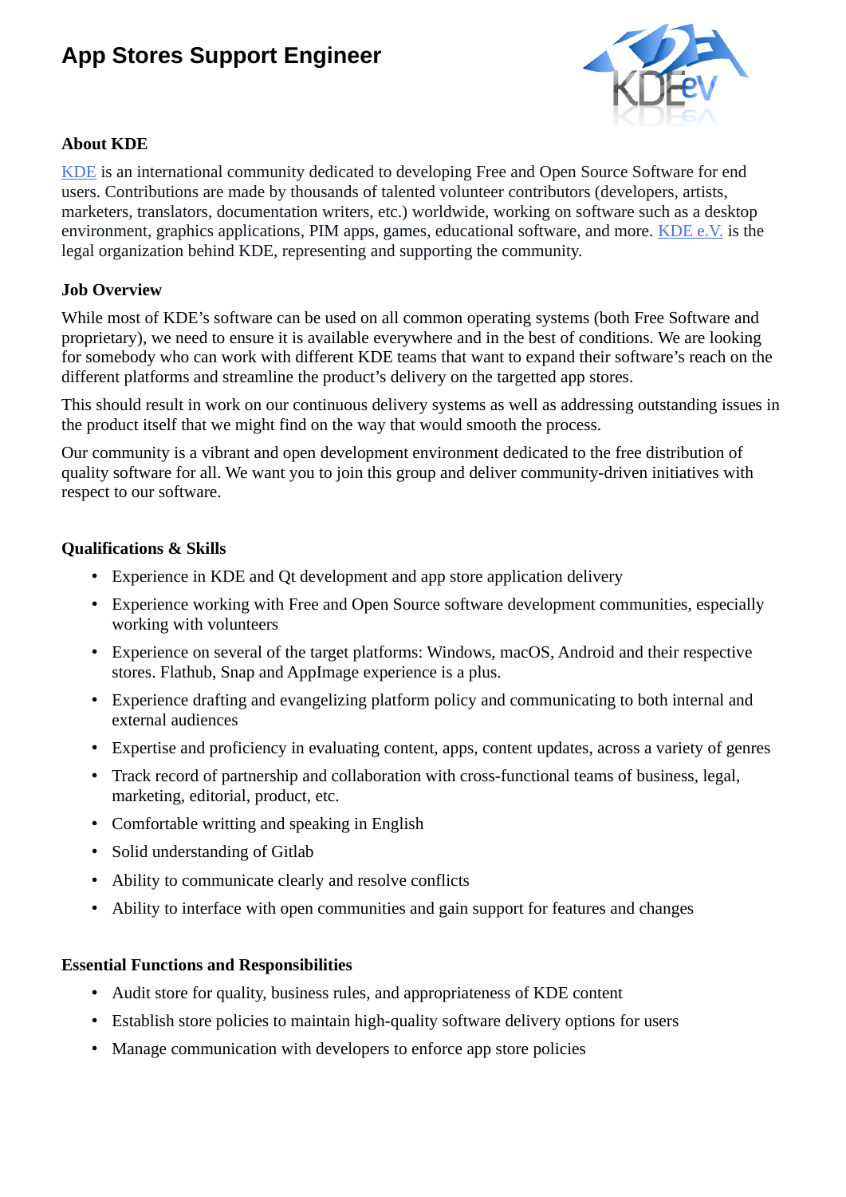# App Stores Support Engineer

## About KDE

KDE is an international community dedicated to developing Free and Open Source Software for end users. Contributions are made by thousands of talented volunteer contributors (developers, artists, marketers, translators, documentation writers, etc.) worldwide, working on software such as a desktop environment, graphics applications, PIM apps, games, educational software, and more. KDE e.V. is the legal organization behind KDE, representing and supporting the community.

## Job Overview

While most of KDE's software can be used on all common operating systems (both Free Software and proprietary), we need to ensure it is available everywhere and in the best of conditions. We are looking for somebody who can work with different KDE teams that want to expand their software's reach on the different platforms and streamline the product's delivery on the targetted app stores.

This should result in work on our continuous delivery systems as well as addressing outstanding issues in the product itself that we might find on the way that would smooth the process.

Our community is a vibrant and open development environment dedicated to the free distribution of quality software for all. We want you to join this group and deliver community-driven initiatives with respect to our software.

## Qualifications & Skills

- Experience in KDE and Qt development and app store application delivery
- Experience working with Free and Open Source software development communities, especially working with volunteers
- Experience on several of the target platforms: Windows, macOS, Android and their respective stores. Flathub, Snap and AppImage experience is a plus.
- Experience drafting and evangelizing platform policy and communicating to both internal and external audiences
- Expertise and proficiency in evaluating content, apps, content updates, across a variety of genres
- Track record of partnership and collaboration with cross-functional teams of business, legal, marketing, editorial, product, etc.
- Comfortable writting and speaking in English
- Solid understanding of Gitlab
- Ability to communicate clearly and resolve conflicts
- Ability to interface with open communities and gain support for features and changes

## Essential Functions and Responsibilities

- Audit store for quality, business rules, and appropriateness of KDE content
- Establish store policies to maintain high-quality software delivery options for users
- Manage communication with developers to enforce app store policies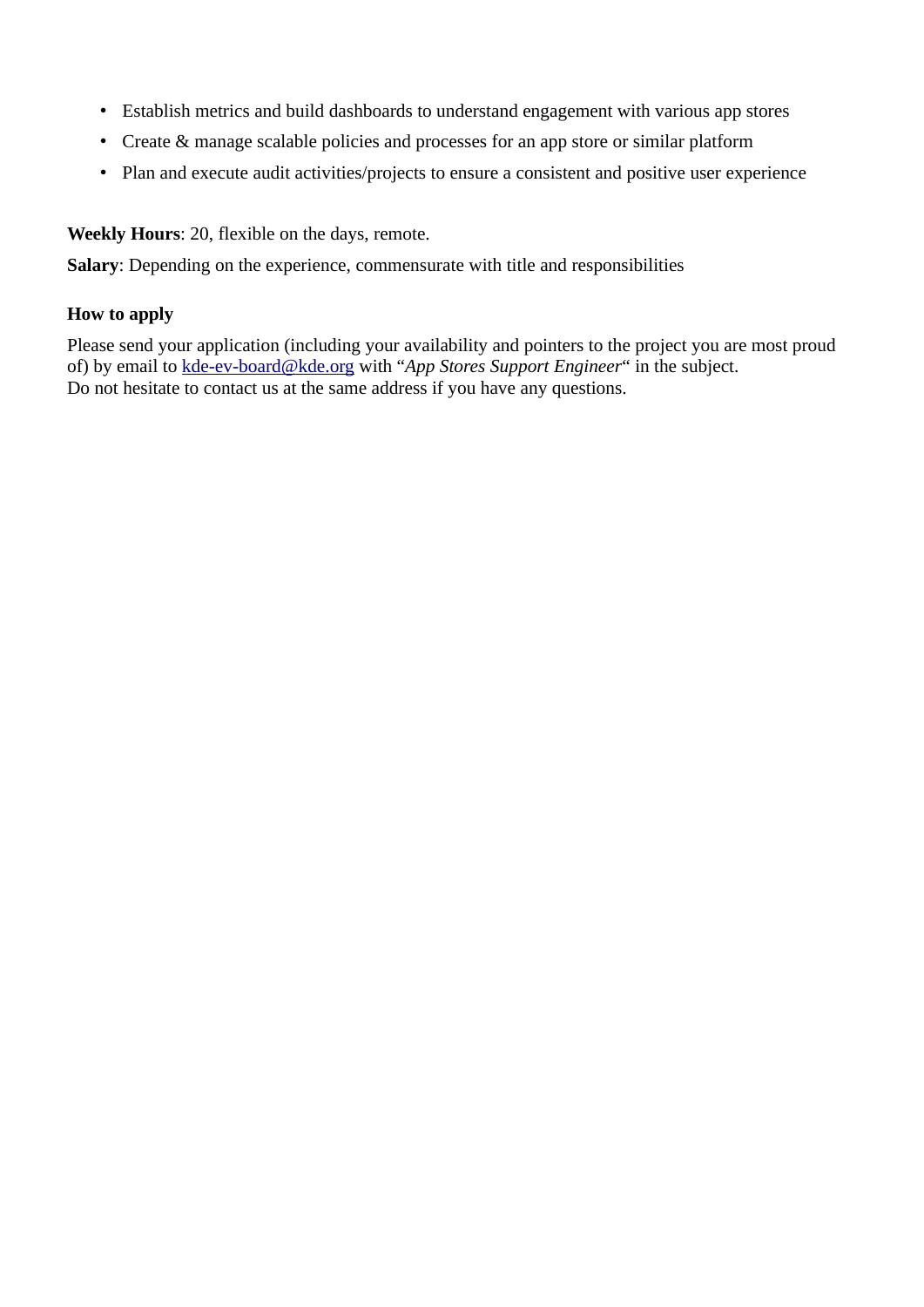- Establish metrics and build dashboards to understand engagement with various app stores
- Create & manage scalable policies and processes for an app store or similar platform
- Plan and execute audit activities/projects to ensure a consistent and positive user experience

**Weekly Hours**: 20, flexible on the days, remote.

**Salary**: Depending on the experience, commensurate with title and responsibilities

**How to apply**

Please send your application (including your availability and pointers to the project you are most proud of) by email to [kde-ev-board@kde.org](mailto:kde-ev-board@kde.org) with “*App Stores Support Engineer*“ in the subject.
Do not hesitate to contact us at the same address if you have any questions.